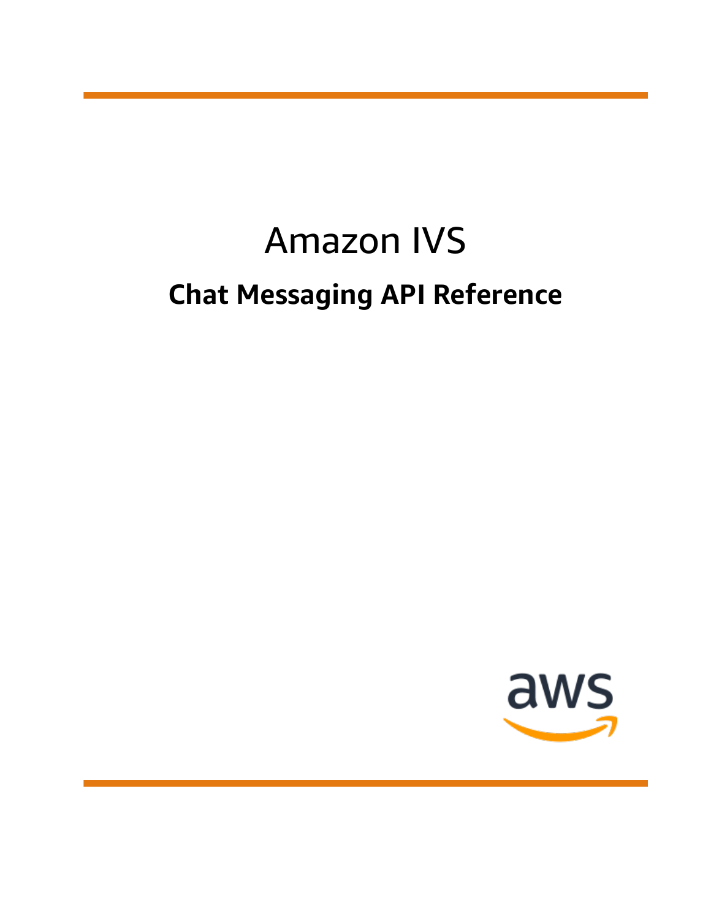# Amazon IVS

## Chat Messaging API Reference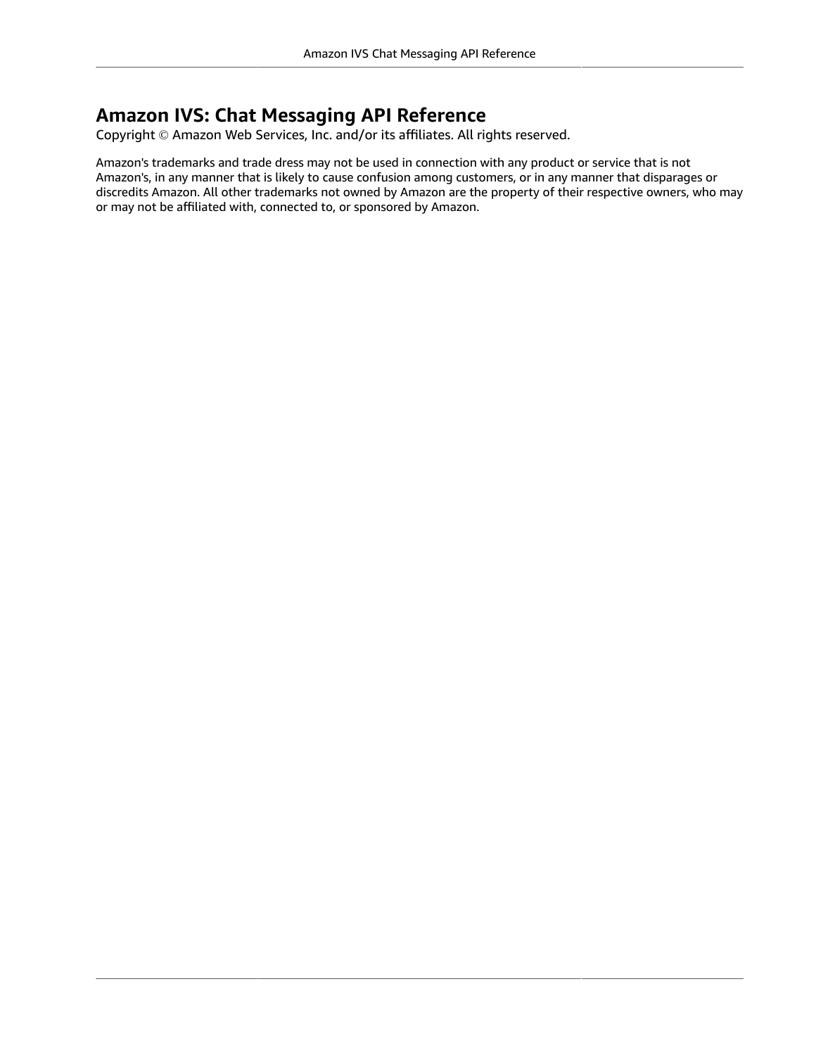# Amazon IVS: Chat Messaging API Reference

Copyright © Amazon Web Services, Inc. and/or its affiliates. All rights reserved.

Amazon's trademarks and trade dress may not be used in connection with any product or service that is not Amazon's, in any manner that is likely to cause confusion among customers, or in any manner that disparages or discredits Amazon. All other trademarks not owned by Amazon are the property of their respective owners, who may or may not be affiliated with, connected to, or sponsored by Amazon.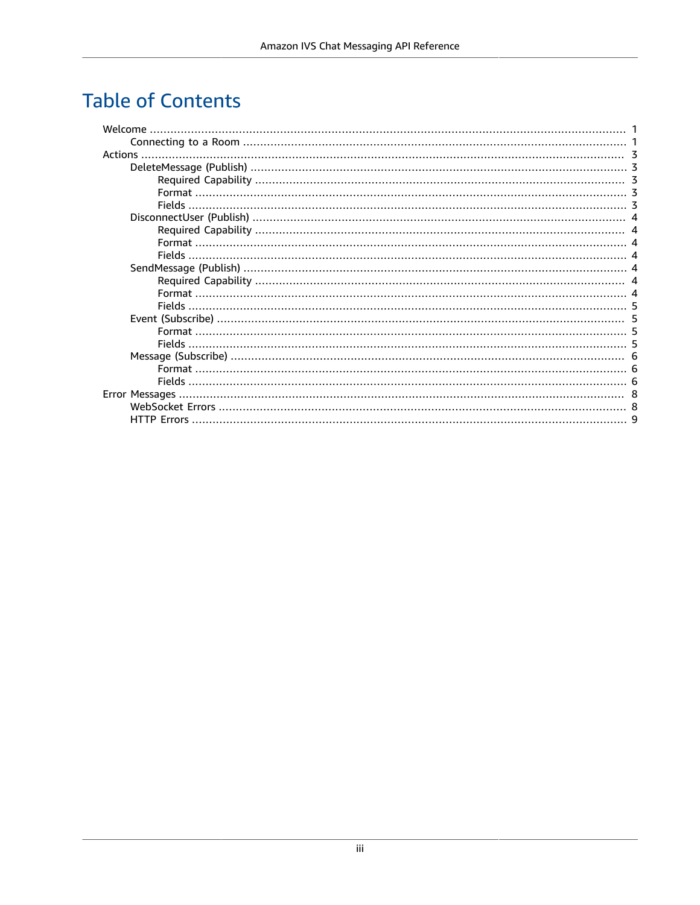# Table of Contents

- Welcome ... 1
  - Connecting to a Room ... 1
- Actions ... 3
  - DeleteMessage (Publish) ... 3
    - Required Capability ... 3
    - Format ... 3
    - Fields ... 3
  - DisconnectUser (Publish) ... 4
    - Required Capability ... 4
    - Format ... 4
    - Fields ... 4
  - SendMessage (Publish) ... 4
    - Required Capability ... 4
    - Format ... 4
    - Fields ... 5
  - Event (Subscribe) ... 5
    - Format ... 5
    - Fields ... 5
  - Message (Subscribe) ... 6
    - Format ... 6
    - Fields ... 6
- Error Messages ... 8
  - WebSocket Errors ... 8
  - HTTP Errors ... 9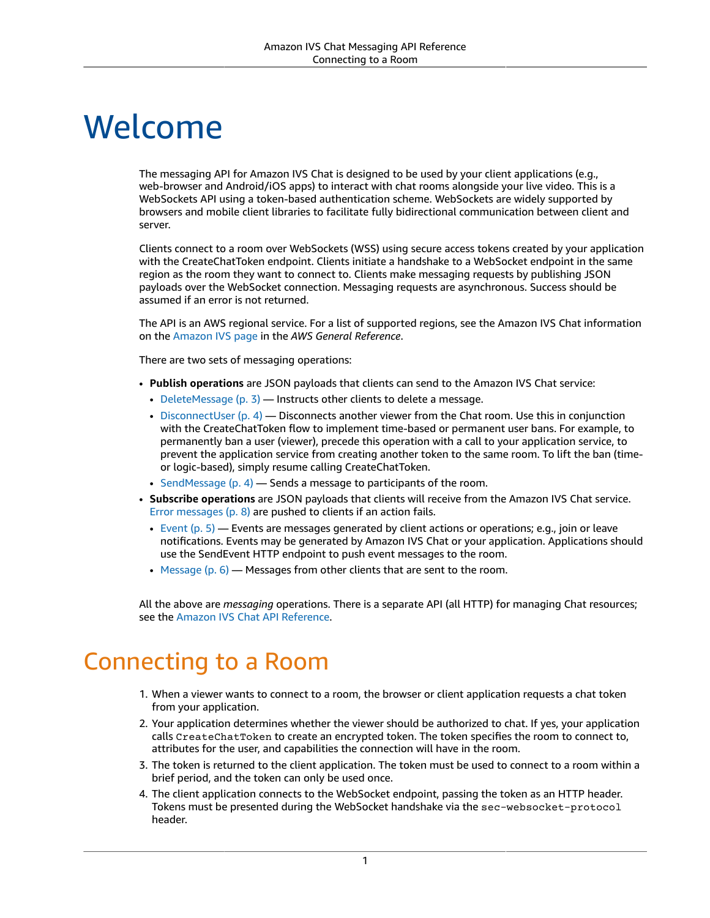# Welcome

The messaging API for Amazon IVS Chat is designed to be used by your client applications (e.g., web-browser and Android/iOS apps) to interact with chat rooms alongside your live video. This is a WebSockets API using a token-based authentication scheme. WebSockets are widely supported by browsers and mobile client libraries to facilitate fully bidirectional communication between client and server.

Clients connect to a room over WebSockets (WSS) using secure access tokens created by your application with the CreateChatToken endpoint. Clients initiate a handshake to a WebSocket endpoint in the same region as the room they want to connect to. Clients make messaging requests by publishing JSON payloads over the WebSocket connection. Messaging requests are asynchronous. Success should be assumed if an error is not returned.

The API is an AWS regional service. For a list of supported regions, see the Amazon IVS Chat information on the Amazon IVS page in the *AWS General Reference*.

There are two sets of messaging operations:

- **Publish operations** are JSON payloads that clients can send to the Amazon IVS Chat service:
  - DeleteMessage (p. 3) — Instructs other clients to delete a message.
  - DisconnectUser (p. 4) — Disconnects another viewer from the Chat room. Use this in conjunction with the CreateChatToken flow to implement time-based or permanent user bans. For example, to permanently ban a user (viewer), precede this operation with a call to your application service, to prevent the application service from creating another token to the same room. To lift the ban (time- or logic-based), simply resume calling CreateChatToken.
  - SendMessage (p. 4) — Sends a message to participants of the room.
- **Subscribe operations** are JSON payloads that clients will receive from the Amazon IVS Chat service. Error messages (p. 8) are pushed to clients if an action fails.
  - Event (p. 5) — Events are messages generated by client actions or operations; e.g., join or leave notifications. Events may be generated by Amazon IVS Chat or your application. Applications should use the SendEvent HTTP endpoint to push event messages to the room.
  - Message (p. 6) — Messages from other clients that are sent to the room.

All the above are *messaging* operations. There is a separate API (all HTTP) for managing Chat resources; see the Amazon IVS Chat API Reference.

# Connecting to a Room

1. When a viewer wants to connect to a room, the browser or client application requests a chat token from your application.
2. Your application determines whether the viewer should be authorized to chat. If yes, your application calls `CreateChatToken` to create an encrypted token. The token specifies the room to connect to, attributes for the user, and capabilities the connection will have in the room.
3. The token is returned to the client application. The token must be used to connect to a room within a brief period, and the token can only be used once.
4. The client application connects to the WebSocket endpoint, passing the token as an HTTP header. Tokens must be presented during the WebSocket handshake via the `sec-websocket-protocol` header.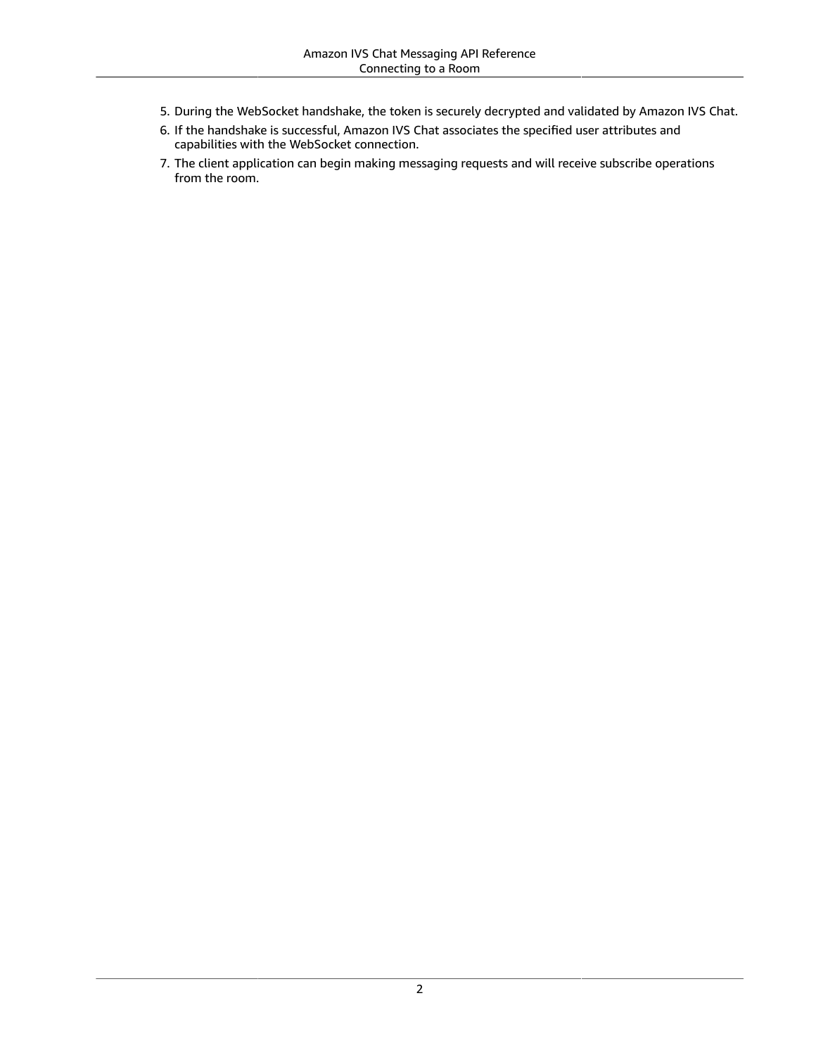5. During the WebSocket handshake, the token is securely decrypted and validated by Amazon IVS Chat.
6. If the handshake is successful, Amazon IVS Chat associates the specified user attributes and capabilities with the WebSocket connection.
7. The client application can begin making messaging requests and will receive subscribe operations from the room.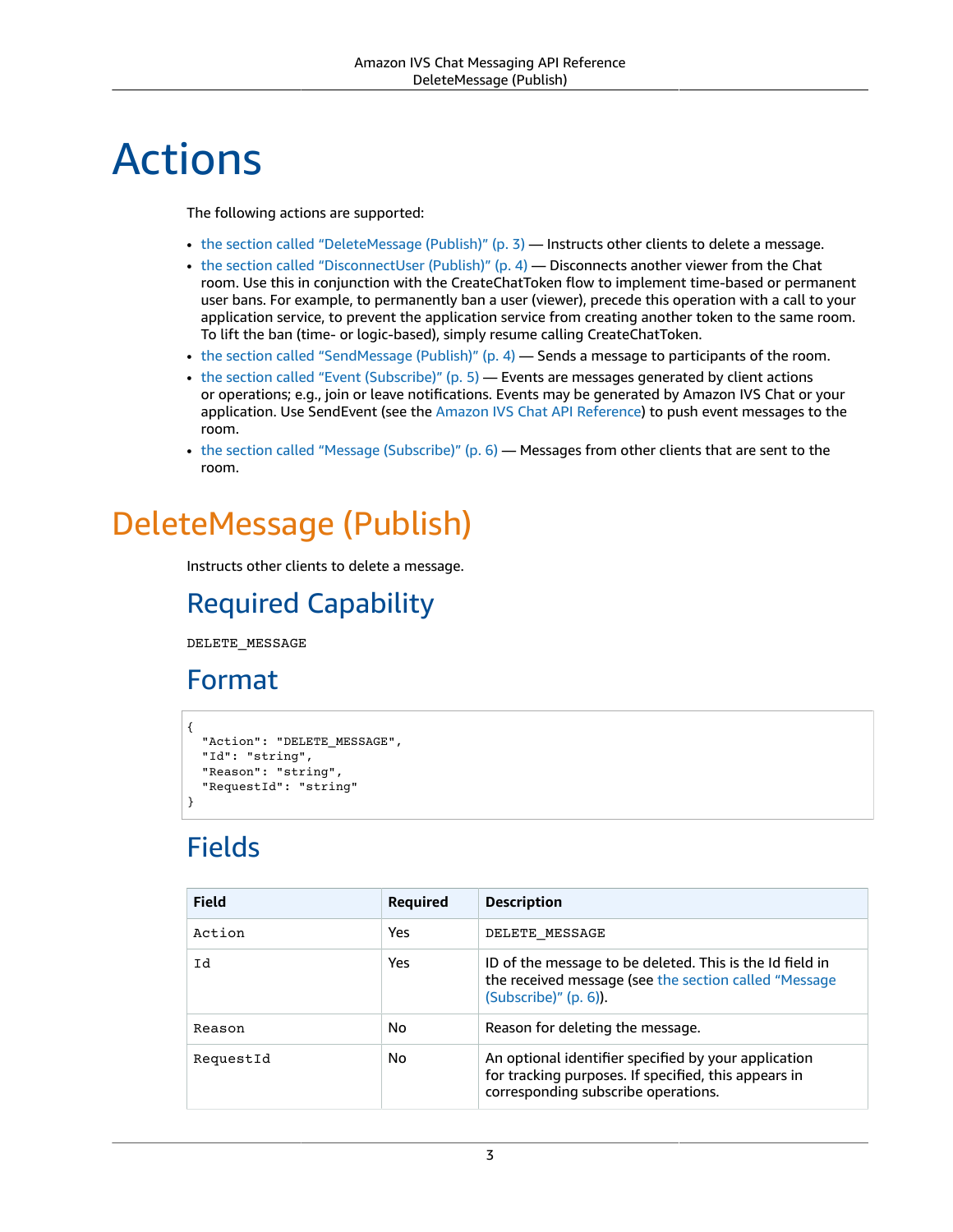# Actions

The following actions are supported:

- the section called "DeleteMessage (Publish)" (p. 3) — Instructs other clients to delete a message.
- the section called "DisconnectUser (Publish)" (p. 4) — Disconnects another viewer from the Chat room. Use this in conjunction with the CreateChatToken flow to implement time-based or permanent user bans. For example, to permanently ban a user (viewer), precede this operation with a call to your application service, to prevent the application service from creating another token to the same room. To lift the ban (time- or logic-based), simply resume calling CreateChatToken.
- the section called "SendMessage (Publish)" (p. 4) — Sends a message to participants of the room.
- the section called "Event (Subscribe)" (p. 5) — Events are messages generated by client actions or operations; e.g., join or leave notifications. Events may be generated by Amazon IVS Chat or your application. Use SendEvent (see the Amazon IVS Chat API Reference) to push event messages to the room.
- the section called "Message (Subscribe)" (p. 6) — Messages from other clients that are sent to the room.

## DeleteMessage (Publish)

Instructs other clients to delete a message.

### Required Capability

DELETE_MESSAGE

### Format

```
{
  "Action": "DELETE_MESSAGE",
  "Id": "string",
  "Reason": "string",
  "RequestId": "string"
}
```

### Fields

| Field | Required | Description |
|---|---|---|
| Action | Yes | DELETE_MESSAGE |
| Id | Yes | ID of the message to be deleted. This is the Id field in the received message (see the section called "Message (Subscribe)" (p. 6)). |
| Reason | No | Reason for deleting the message. |
| RequestId | No | An optional identifier specified by your application for tracking purposes. If specified, this appears in corresponding subscribe operations. |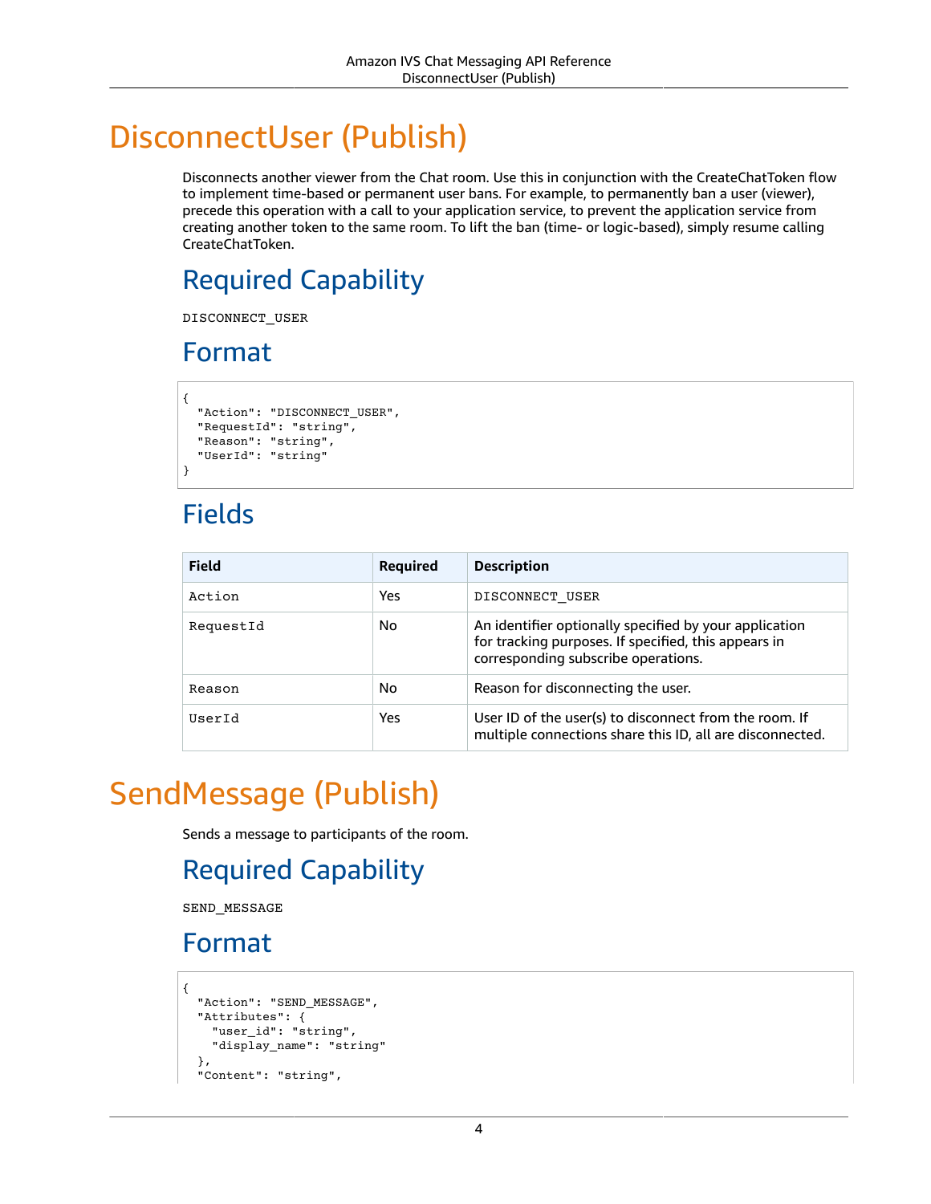# DisconnectUser (Publish)

Disconnects another viewer from the Chat room. Use this in conjunction with the CreateChatToken flow to implement time-based or permanent user bans. For example, to permanently ban a user (viewer), precede this operation with a call to your application service, to prevent the application service from creating another token to the same room. To lift the ban (time- or logic-based), simply resume calling CreateChatToken.

## Required Capability

DISCONNECT_USER

## Format

```
{
  "Action": "DISCONNECT_USER",
  "RequestId": "string",
  "Reason": "string",
  "UserId": "string"
}
```

## Fields

| Field | Required | Description |
| --- | --- | --- |
| Action | Yes | DISCONNECT_USER |
| RequestId | No | An identifier optionally specified by your application for tracking purposes. If specified, this appears in corresponding subscribe operations. |
| Reason | No | Reason for disconnecting the user. |
| UserId | Yes | User ID of the user(s) to disconnect from the room. If multiple connections share this ID, all are disconnected. |

# SendMessage (Publish)

Sends a message to participants of the room.

## Required Capability

SEND_MESSAGE

## Format

```
{
  "Action": "SEND_MESSAGE",
  "Attributes": {
    "user_id": "string",
    "display_name": "string"
  },
  "Content": "string",
```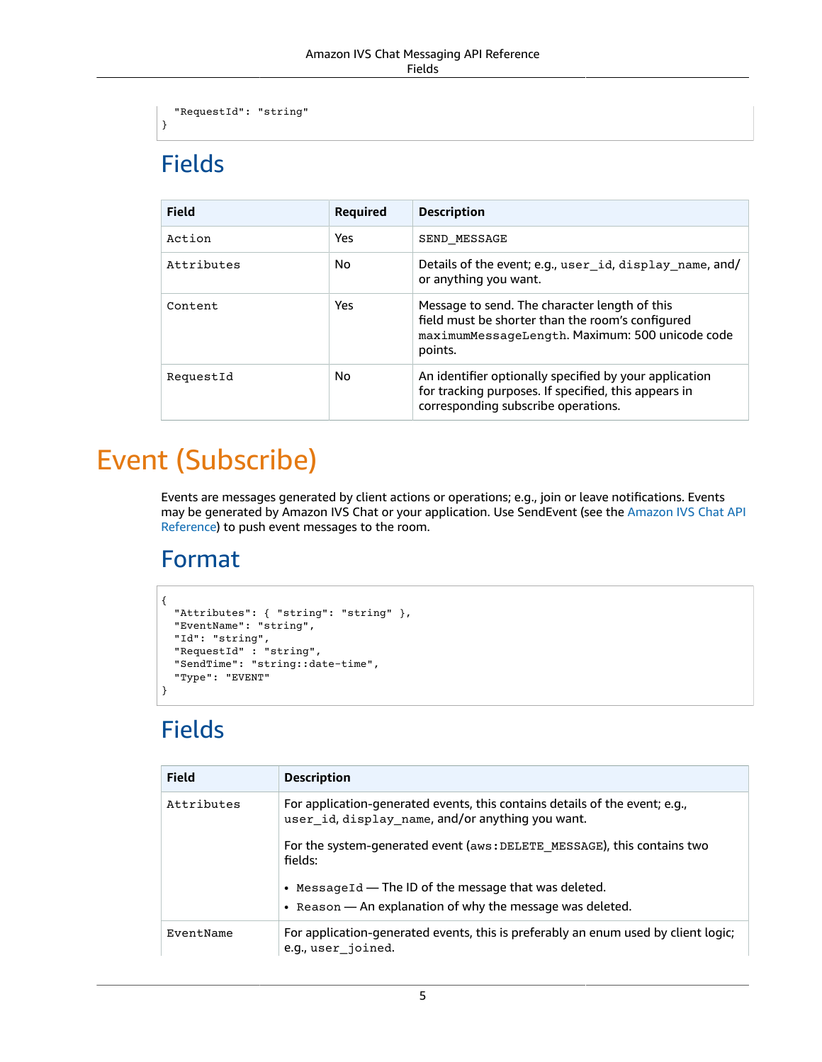```
  "RequestId": "string"
}
```

## Fields

| Field | Required | Description |
|---|---|---|
| `Action` | Yes | `SEND_MESSAGE` |
| `Attributes` | No | Details of the event; e.g., `user_id`, `display_name`, and/or anything you want. |
| `Content` | Yes | Message to send. The character length of this field must be shorter than the room's configured `maximumMessageLength`. Maximum: 500 unicode code points. |
| `RequestId` | No | An identifier optionally specified by your application for tracking purposes. If specified, this appears in corresponding subscribe operations. |

# Event (Subscribe)

Events are messages generated by client actions or operations; e.g., join or leave notifications. Events may be generated by Amazon IVS Chat or your application. Use SendEvent (see the Amazon IVS Chat API Reference) to push event messages to the room.

## Format

```
{
  "Attributes": { "string": "string" },
  "EventName": "string",
  "Id": "string",
  "RequestId" : "string",
  "SendTime": "string::date-time",
  "Type": "EVENT"
}
```

## Fields

| Field | Description |
|---|---|
| `Attributes` | For application-generated events, this contains details of the event; e.g., `user_id`, `display_name`, and/or anything you want.<br><br>For the system-generated event (`aws:DELETE_MESSAGE`), this contains two fields:<br><br>• `MessageId` — The ID of the message that was deleted.<br>• `Reason` — An explanation of why the message was deleted. |
| `EventName` | For application-generated events, this is preferably an enum used by client logic; e.g., `user_joined`. |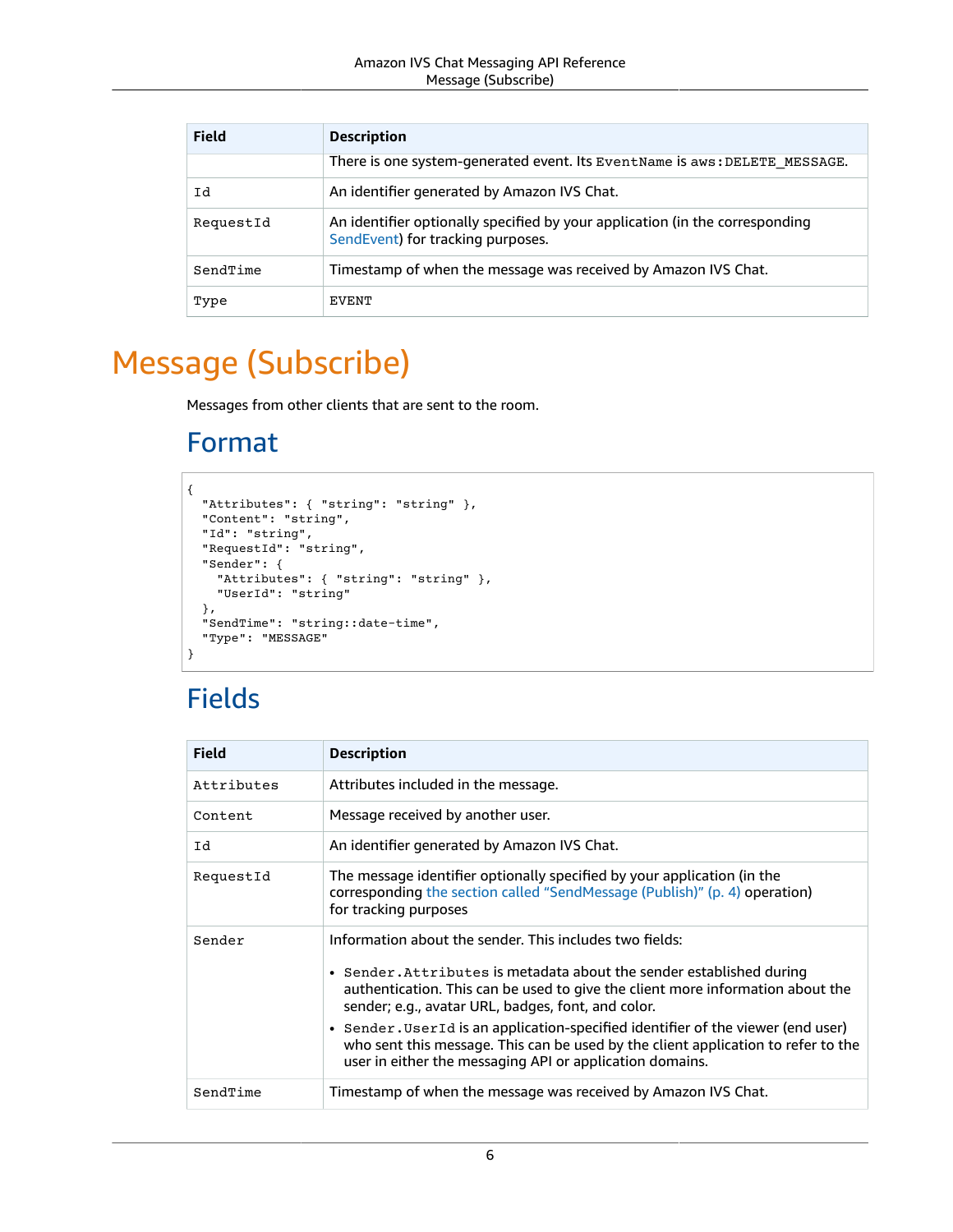| Field | Description |
| --- | --- |
| | There is one system-generated event. Its `EventName` is `aws:DELETE_MESSAGE`. |
| `Id` | An identifier generated by Amazon IVS Chat. |
| `RequestId` | An identifier optionally specified by your application (in the corresponding SendEvent) for tracking purposes. |
| `SendTime` | Timestamp of when the message was received by Amazon IVS Chat. |
| `Type` | `EVENT` |

# Message (Subscribe)

Messages from other clients that are sent to the room.

## Format

```
{
  "Attributes": { "string": "string" },
  "Content": "string",
  "Id": "string",
  "RequestId": "string",
  "Sender": {
    "Attributes": { "string": "string" },
    "UserId": "string"
  },
  "SendTime": "string::date-time",
  "Type": "MESSAGE"
}
```

## Fields

| Field | Description |
| --- | --- |
| `Attributes` | Attributes included in the message. |
| `Content` | Message received by another user. |
| `Id` | An identifier generated by Amazon IVS Chat. |
| `RequestId` | The message identifier optionally specified by your application (in the corresponding the section called "SendMessage (Publish)" (p. 4) operation) for tracking purposes |
| `Sender` | Information about the sender. This includes two fields:<br>• `Sender.Attributes` is metadata about the sender established during authentication. This can be used to give the client more information about the sender; e.g., avatar URL, badges, font, and color.<br>• `Sender.UserId` is an application-specified identifier of the viewer (end user) who sent this message. This can be used by the client application to refer to the user in either the messaging API or application domains. |
| `SendTime` | Timestamp of when the message was received by Amazon IVS Chat. |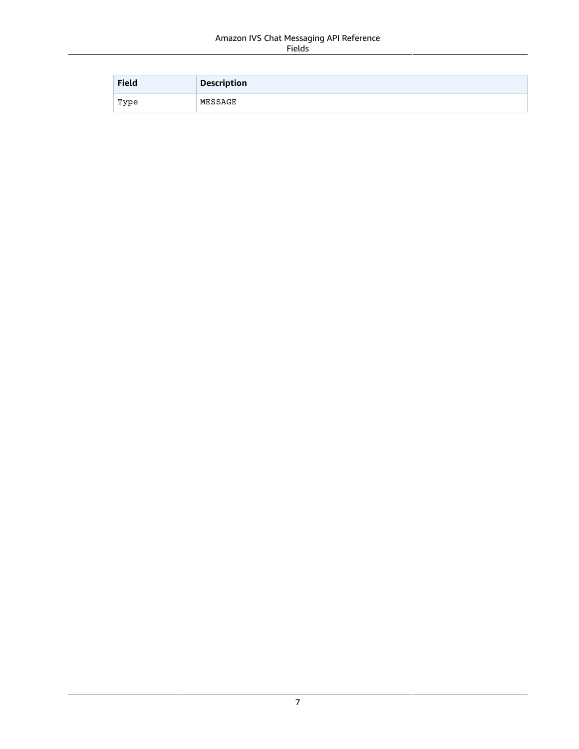| Field | Description |
| --- | --- |
| `Type` | `MESSAGE` |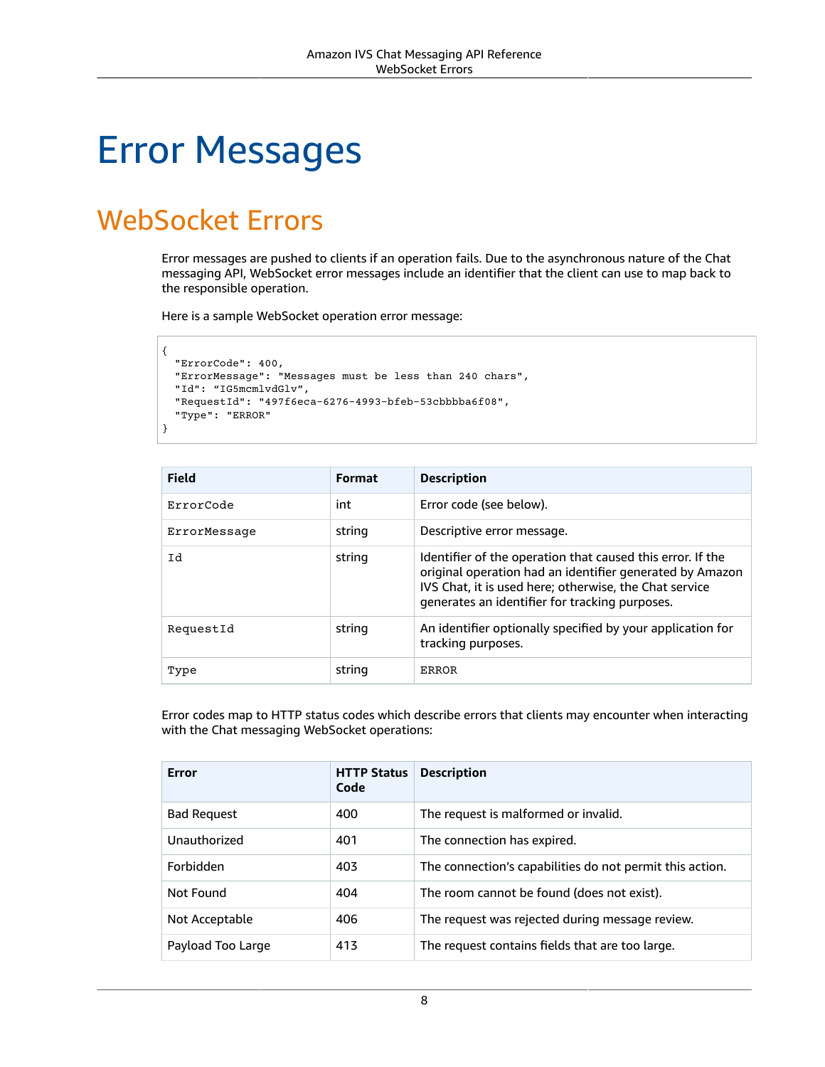# Error Messages

## WebSocket Errors

Error messages are pushed to clients if an operation fails. Due to the asynchronous nature of the Chat messaging API, WebSocket error messages include an identifier that the client can use to map back to the responsible operation.

Here is a sample WebSocket operation error message:

```
{
  "ErrorCode": 400,
  "ErrorMessage": "Messages must be less than 240 chars",
  "Id": “IG5mcmlvdGlv”,
  "RequestId": "497f6eca-6276-4993-bfeb-53cbbbba6f08",
  "Type": "ERROR"
}
```

| Field | Format | Description |
| --- | --- | --- |
| `ErrorCode` | int | Error code (see below). |
| `ErrorMessage` | string | Descriptive error message. |
| `Id` | string | Identifier of the operation that caused this error. If the original operation had an identifier generated by Amazon IVS Chat, it is used here; otherwise, the Chat service generates an identifier for tracking purposes. |
| `RequestId` | string | An identifier optionally specified by your application for tracking purposes. |
| `Type` | string | `ERROR` |

Error codes map to HTTP status codes which describe errors that clients may encounter when interacting with the Chat messaging WebSocket operations:

| Error | HTTP Status Code | Description |
| --- | --- | --- |
| Bad Request | 400 | The request is malformed or invalid. |
| Unauthorized | 401 | The connection has expired. |
| Forbidden | 403 | The connection’s capabilities do not permit this action. |
| Not Found | 404 | The room cannot be found (does not exist). |
| Not Acceptable | 406 | The request was rejected during message review. |
| Payload Too Large | 413 | The request contains fields that are too large. |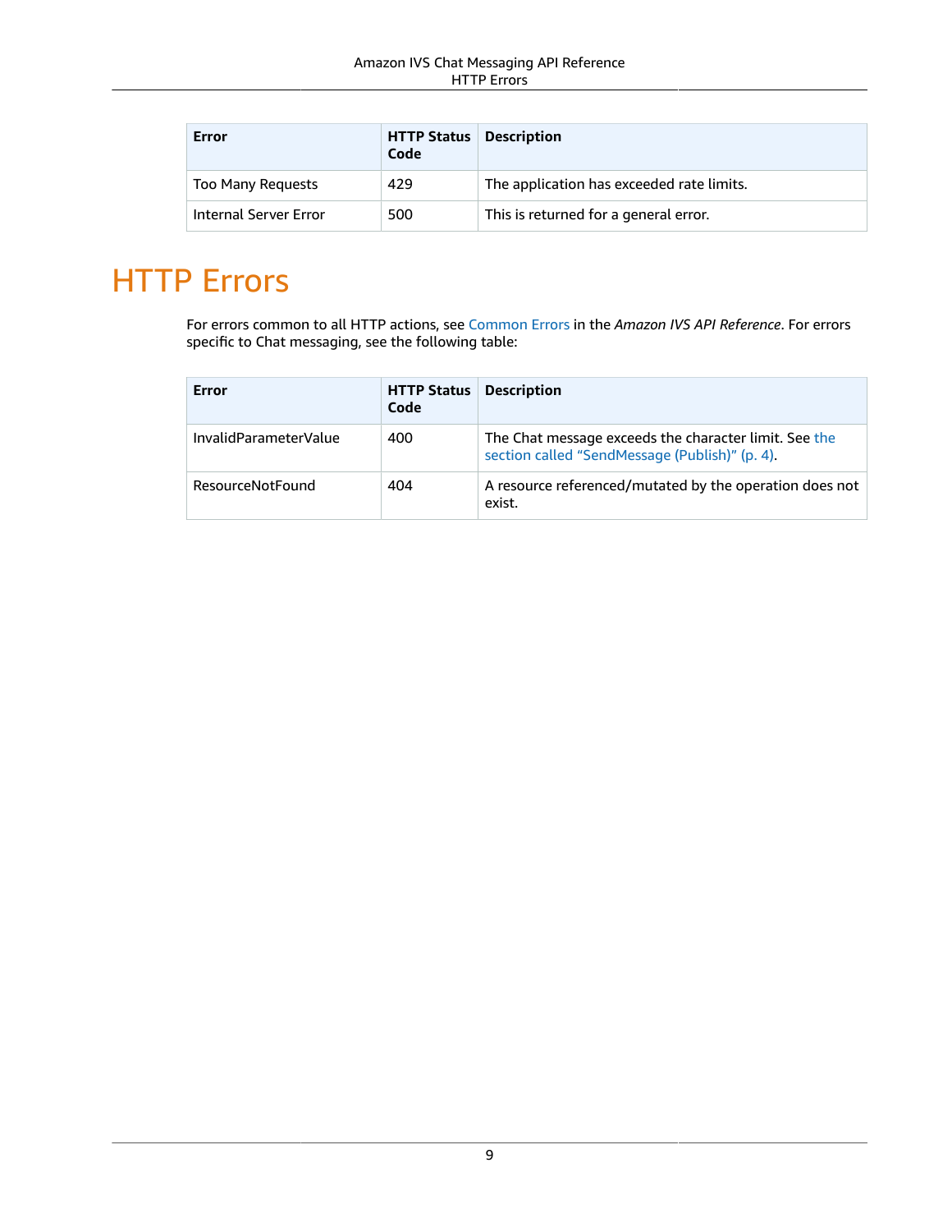| Error | HTTP Status Code | Description |
| --- | --- | --- |
| Too Many Requests | 429 | The application has exceeded rate limits. |
| Internal Server Error | 500 | This is returned for a general error. |

# HTTP Errors

For errors common to all HTTP actions, see Common Errors in the *Amazon IVS API Reference*. For errors specific to Chat messaging, see the following table:

| Error | HTTP Status Code | Description |
| --- | --- | --- |
| InvalidParameterValue | 400 | The Chat message exceeds the character limit. See the section called "SendMessage (Publish)" (p. 4). |
| ResourceNotFound | 404 | A resource referenced/mutated by the operation does not exist. |